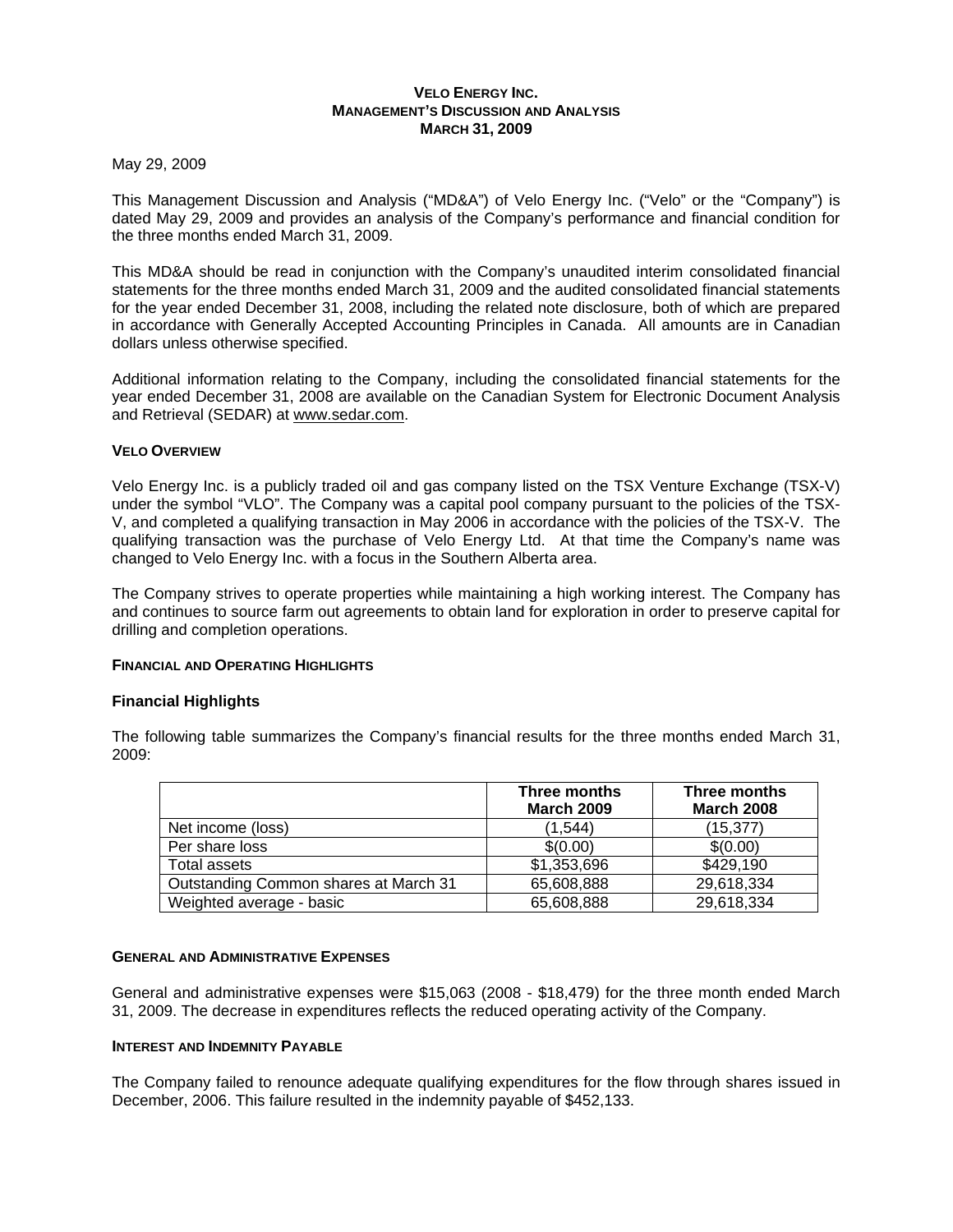**VELO ENERGY INC.**
**MANAGEMENT'S DISCUSSION AND ANALYSIS**
**MARCH 31, 2009**

May 29, 2009

This Management Discussion and Analysis ("MD&A") of Velo Energy Inc. ("Velo" or the "Company") is dated May 29, 2009 and provides an analysis of the Company's performance and financial condition for the three months ended March 31, 2009.

This MD&A should be read in conjunction with the Company's unaudited interim consolidated financial statements for the three months ended March 31, 2009 and the audited consolidated financial statements for the year ended December 31, 2008, including the related note disclosure, both of which are prepared in accordance with Generally Accepted Accounting Principles in Canada. All amounts are in Canadian dollars unless otherwise specified.

Additional information relating to the Company, including the consolidated financial statements for the year ended December 31, 2008 are available on the Canadian System for Electronic Document Analysis and Retrieval (SEDAR) at www.sedar.com.

## VELO OVERVIEW

Velo Energy Inc. is a publicly traded oil and gas company listed on the TSX Venture Exchange (TSX-V) under the symbol "VLO". The Company was a capital pool company pursuant to the policies of the TSX-V, and completed a qualifying transaction in May 2006 in accordance with the policies of the TSX-V. The qualifying transaction was the purchase of Velo Energy Ltd. At that time the Company's name was changed to Velo Energy Inc. with a focus in the Southern Alberta area.

The Company strives to operate properties while maintaining a high working interest. The Company has and continues to source farm out agreements to obtain land for exploration in order to preserve capital for drilling and completion operations.

## FINANCIAL AND OPERATING HIGHLIGHTS

### Financial Highlights

The following table summarizes the Company's financial results for the three months ended March 31, 2009:

| | Three months March 2009 | Three months March 2008 |
|---|---|---|
| Net income (loss) | (1,544) | (15,377) |
| Per share loss | $(0.00) | $(0.00) |
| Total assets | $1,353,696 | $429,190 |
| Outstanding Common shares at March 31 | 65,608,888 | 29,618,334 |
| Weighted average - basic | 65,608,888 | 29,618,334 |

## GENERAL AND ADMINISTRATIVE EXPENSES

General and administrative expenses were $15,063 (2008 - $18,479) for the three month ended March 31, 2009. The decrease in expenditures reflects the reduced operating activity of the Company.

## INTEREST AND INDEMNITY PAYABLE

The Company failed to renounce adequate qualifying expenditures for the flow through shares issued in December, 2006. This failure resulted in the indemnity payable of $452,133.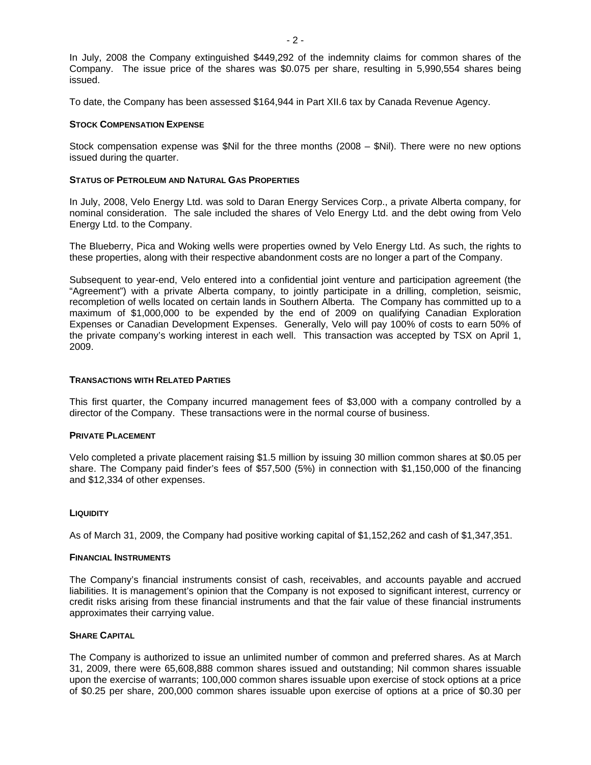In July, 2008 the Company extinguished $449,292 of the indemnity claims for common shares of the Company. The issue price of the shares was $0.075 per share, resulting in 5,990,554 shares being issued.

To date, the Company has been assessed $164,944 in Part XII.6 tax by Canada Revenue Agency.

### STOCK COMPENSATION EXPENSE

Stock compensation expense was $Nil for the three months (2008 – $Nil). There were no new options issued during the quarter.

### STATUS OF PETROLEUM AND NATURAL GAS PROPERTIES

In July, 2008, Velo Energy Ltd. was sold to Daran Energy Services Corp., a private Alberta company, for nominal consideration. The sale included the shares of Velo Energy Ltd. and the debt owing from Velo Energy Ltd. to the Company.

The Blueberry, Pica and Woking wells were properties owned by Velo Energy Ltd. As such, the rights to these properties, along with their respective abandonment costs are no longer a part of the Company.

Subsequent to year-end, Velo entered into a confidential joint venture and participation agreement (the "Agreement") with a private Alberta company, to jointly participate in a drilling, completion, seismic, recompletion of wells located on certain lands in Southern Alberta. The Company has committed up to a maximum of $1,000,000 to be expended by the end of 2009 on qualifying Canadian Exploration Expenses or Canadian Development Expenses. Generally, Velo will pay 100% of costs to earn 50% of the private company's working interest in each well. This transaction was accepted by TSX on April 1, 2009.

### TRANSACTIONS WITH RELATED PARTIES

This first quarter, the Company incurred management fees of $3,000 with a company controlled by a director of the Company. These transactions were in the normal course of business.

### PRIVATE PLACEMENT

Velo completed a private placement raising $1.5 million by issuing 30 million common shares at $0.05 per share. The Company paid finder's fees of $57,500 (5%) in connection with $1,150,000 of the financing and $12,334 of other expenses.

### LIQUIDITY

As of March 31, 2009, the Company had positive working capital of $1,152,262 and cash of $1,347,351.

### FINANCIAL INSTRUMENTS

The Company's financial instruments consist of cash, receivables, and accounts payable and accrued liabilities. It is management's opinion that the Company is not exposed to significant interest, currency or credit risks arising from these financial instruments and that the fair value of these financial instruments approximates their carrying value.

### SHARE CAPITAL

The Company is authorized to issue an unlimited number of common and preferred shares. As at March 31, 2009, there were 65,608,888 common shares issued and outstanding; Nil common shares issuable upon the exercise of warrants; 100,000 common shares issuable upon exercise of stock options at a price of $0.25 per share, 200,000 common shares issuable upon exercise of options at a price of $0.30 per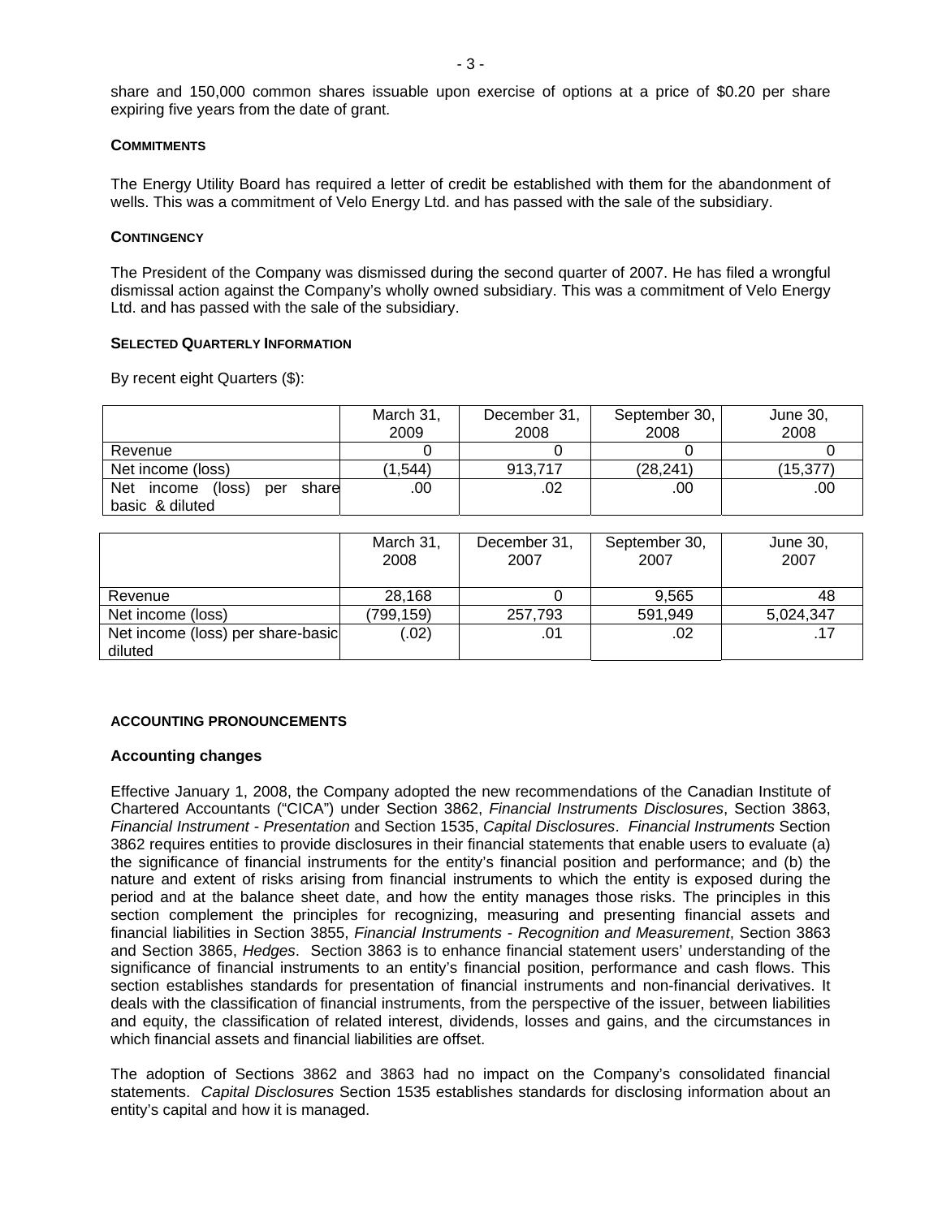share and 150,000 common shares issuable upon exercise of options at a price of $0.20 per share expiring five years from the date of grant.

**COMMITMENTS**

The Energy Utility Board has required a letter of credit be established with them for the abandonment of wells. This was a commitment of Velo Energy Ltd. and has passed with the sale of the subsidiary.

**CONTINGENCY**

The President of the Company was dismissed during the second quarter of 2007. He has filed a wrongful dismissal action against the Company's wholly owned subsidiary. This was a commitment of Velo Energy Ltd. and has passed with the sale of the subsidiary.

**SELECTED QUARTERLY INFORMATION**

By recent eight Quarters ($):

| | March 31, 2009 | December 31, 2008 | September 30, 2008 | June 30, 2008 |
|---|---|---|---|---|
| Revenue | 0 | 0 | 0 | 0 |
| Net income (loss) | (1,544) | 913,717 | (28,241) | (15,377) |
| Net income (loss) per share basic & diluted | .00 | .02 | .00 | .00 |

| | March 31, 2008 | December 31, 2007 | September 30, 2007 | June 30, 2007 |
|---|---|---|---|---|
| Revenue | 28,168 | 0 | 9,565 | 48 |
| Net income (loss) | (799,159) | 257,793 | 591,949 | 5,024,347 |
| Net income (loss) per share-basic diluted | (.02) | .01 | .02 | .17 |

**ACCOUNTING PRONOUNCEMENTS**

**Accounting changes**

Effective January 1, 2008, the Company adopted the new recommendations of the Canadian Institute of Chartered Accountants ("CICA") under Section 3862, *Financial Instruments Disclosures*, Section 3863, *Financial Instrument - Presentation* and Section 1535, *Capital Disclosures*. *Financial Instruments* Section 3862 requires entities to provide disclosures in their financial statements that enable users to evaluate (a) the significance of financial instruments for the entity's financial position and performance; and (b) the nature and extent of risks arising from financial instruments to which the entity is exposed during the period and at the balance sheet date, and how the entity manages those risks. The principles in this section complement the principles for recognizing, measuring and presenting financial assets and financial liabilities in Section 3855, *Financial Instruments - Recognition and Measurement*, Section 3863 and Section 3865, *Hedges*. Section 3863 is to enhance financial statement users' understanding of the significance of financial instruments to an entity's financial position, performance and cash flows. This section establishes standards for presentation of financial instruments and non-financial derivatives. It deals with the classification of financial instruments, from the perspective of the issuer, between liabilities and equity, the classification of related interest, dividends, losses and gains, and the circumstances in which financial assets and financial liabilities are offset.

The adoption of Sections 3862 and 3863 had no impact on the Company's consolidated financial statements. *Capital Disclosures* Section 1535 establishes standards for disclosing information about an entity's capital and how it is managed.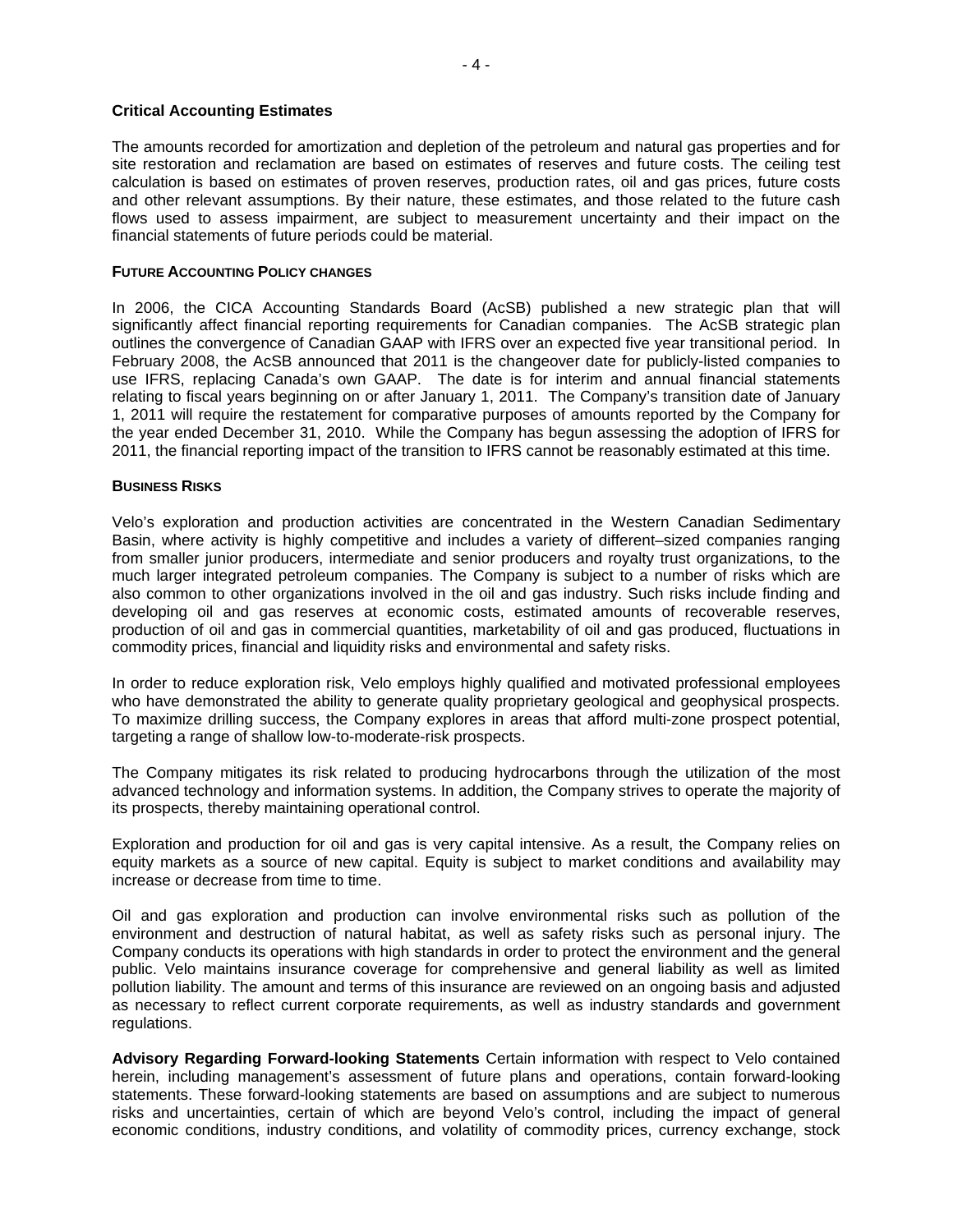### Critical Accounting Estimates

The amounts recorded for amortization and depletion of the petroleum and natural gas properties and for site restoration and reclamation are based on estimates of reserves and future costs. The ceiling test calculation is based on estimates of proven reserves, production rates, oil and gas prices, future costs and other relevant assumptions. By their nature, these estimates, and those related to the future cash flows used to assess impairment, are subject to measurement uncertainty and their impact on the financial statements of future periods could be material.

### FUTURE ACCOUNTING POLICY CHANGES

In 2006, the CICA Accounting Standards Board (AcSB) published a new strategic plan that will significantly affect financial reporting requirements for Canadian companies. The AcSB strategic plan outlines the convergence of Canadian GAAP with IFRS over an expected five year transitional period. In February 2008, the AcSB announced that 2011 is the changeover date for publicly-listed companies to use IFRS, replacing Canada's own GAAP. The date is for interim and annual financial statements relating to fiscal years beginning on or after January 1, 2011. The Company's transition date of January 1, 2011 will require the restatement for comparative purposes of amounts reported by the Company for the year ended December 31, 2010. While the Company has begun assessing the adoption of IFRS for 2011, the financial reporting impact of the transition to IFRS cannot be reasonably estimated at this time.

### BUSINESS RISKS

Velo's exploration and production activities are concentrated in the Western Canadian Sedimentary Basin, where activity is highly competitive and includes a variety of different–sized companies ranging from smaller junior producers, intermediate and senior producers and royalty trust organizations, to the much larger integrated petroleum companies. The Company is subject to a number of risks which are also common to other organizations involved in the oil and gas industry. Such risks include finding and developing oil and gas reserves at economic costs, estimated amounts of recoverable reserves, production of oil and gas in commercial quantities, marketability of oil and gas produced, fluctuations in commodity prices, financial and liquidity risks and environmental and safety risks.

In order to reduce exploration risk, Velo employs highly qualified and motivated professional employees who have demonstrated the ability to generate quality proprietary geological and geophysical prospects. To maximize drilling success, the Company explores in areas that afford multi-zone prospect potential, targeting a range of shallow low-to-moderate-risk prospects.

The Company mitigates its risk related to producing hydrocarbons through the utilization of the most advanced technology and information systems. In addition, the Company strives to operate the majority of its prospects, thereby maintaining operational control.

Exploration and production for oil and gas is very capital intensive. As a result, the Company relies on equity markets as a source of new capital. Equity is subject to market conditions and availability may increase or decrease from time to time.

Oil and gas exploration and production can involve environmental risks such as pollution of the environment and destruction of natural habitat, as well as safety risks such as personal injury. The Company conducts its operations with high standards in order to protect the environment and the general public. Velo maintains insurance coverage for comprehensive and general liability as well as limited pollution liability. The amount and terms of this insurance are reviewed on an ongoing basis and adjusted as necessary to reflect current corporate requirements, as well as industry standards and government regulations.

**Advisory Regarding Forward-looking Statements** Certain information with respect to Velo contained herein, including management's assessment of future plans and operations, contain forward-looking statements. These forward-looking statements are based on assumptions and are subject to numerous risks and uncertainties, certain of which are beyond Velo's control, including the impact of general economic conditions, industry conditions, and volatility of commodity prices, currency exchange, stock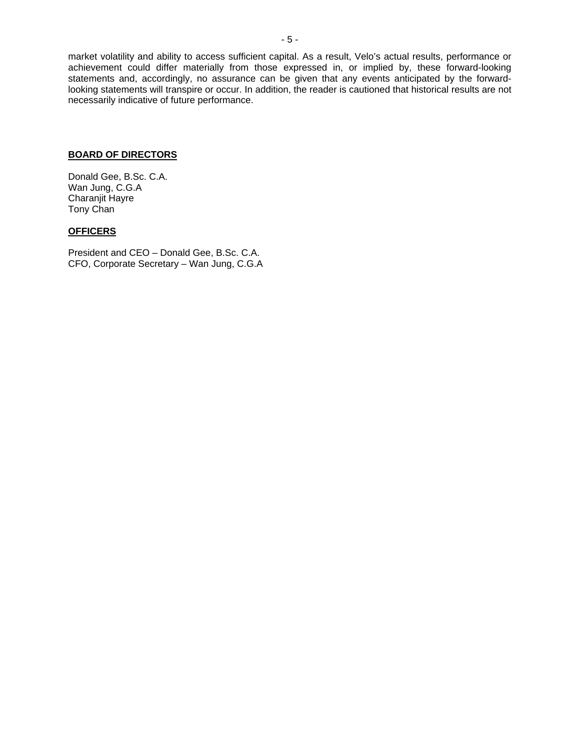market volatility and ability to access sufficient capital. As a result, Velo's actual results, performance or achievement could differ materially from those expressed in, or implied by, these forward-looking statements and, accordingly, no assurance can be given that any events anticipated by the forward-looking statements will transpire or occur. In addition, the reader is cautioned that historical results are not necessarily indicative of future performance.

**BOARD OF DIRECTORS**

Donald Gee, B.Sc. C.A.
Wan Jung, C.G.A
Charanjit Hayre
Tony Chan

**OFFICERS**

President and CEO – Donald Gee, B.Sc. C.A.
CFO, Corporate Secretary – Wan Jung, C.G.A